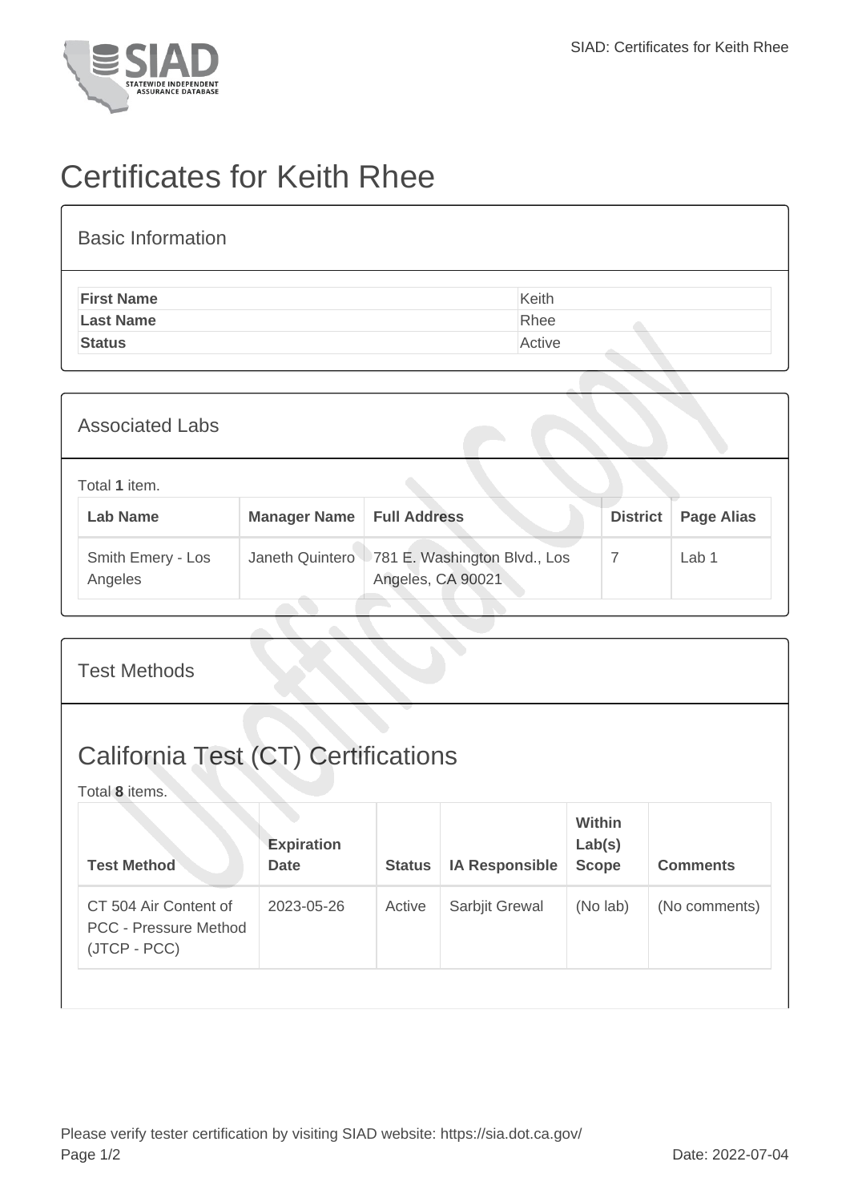# Certificates for Keith Rhee

## Basic Information

| | |
|---|---|
| **First Name** | Keith |
| **Last Name** | Rhee |
| **Status** | Active |

## Associated Labs

Total **1** item.

| Lab Name | Manager Name | Full Address | District | Page Alias |
|---|---|---|---|---|
| Smith Emery - Los Angeles | Janeth Quintero | 781 E. Washington Blvd., Los Angeles, CA 90021 | 7 | Lab 1 |

## Test Methods

## California Test (CT) Certifications

Total **8** items.

| Test Method | Expiration Date | Status | IA Responsible | Within Lab(s) Scope | Comments |
|---|---|---|---|---|---|
| CT 504 Air Content of PCC - Pressure Method (JTCP - PCC) | 2023-05-26 | Active | Sarbjit Grewal | (No lab) | (No comments) |

Please verify tester certification by visiting SIAD website: https://sia.dot.ca.gov/

Date: 2022-07-04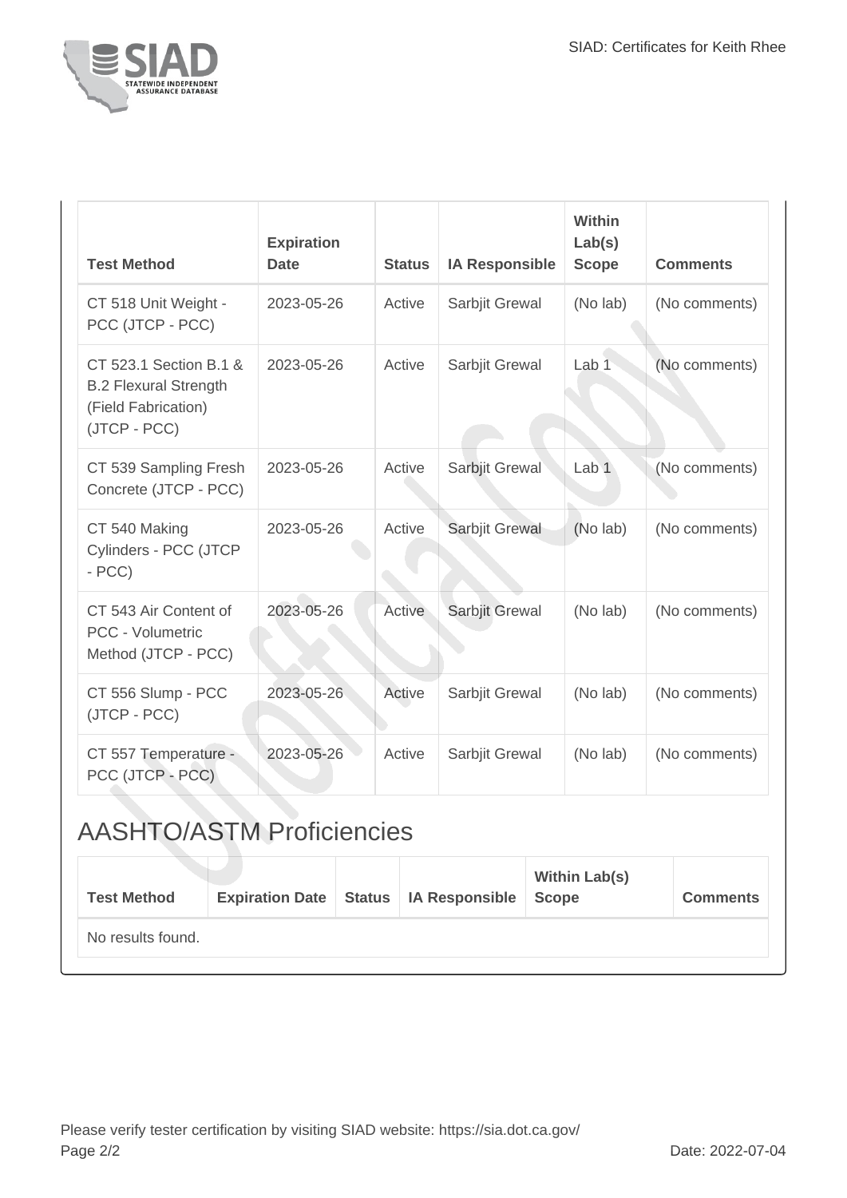| Test Method | Expiration Date | Status | IA Responsible | Within Lab(s) Scope | Comments |
|---|---|---|---|---|---|
| CT 518 Unit Weight - PCC (JTCP - PCC) | 2023-05-26 | Active | Sarbjit Grewal | (No lab) | (No comments) |
| CT 523.1 Section B.1 & B.2 Flexural Strength (Field Fabrication) (JTCP - PCC) | 2023-05-26 | Active | Sarbjit Grewal | Lab 1 | (No comments) |
| CT 539 Sampling Fresh Concrete (JTCP - PCC) | 2023-05-26 | Active | Sarbjit Grewal | Lab 1 | (No comments) |
| CT 540 Making Cylinders - PCC (JTCP - PCC) | 2023-05-26 | Active | Sarbjit Grewal | (No lab) | (No comments) |
| CT 543 Air Content of PCC - Volumetric Method (JTCP - PCC) | 2023-05-26 | Active | Sarbjit Grewal | (No lab) | (No comments) |
| CT 556 Slump - PCC (JTCP - PCC) | 2023-05-26 | Active | Sarbjit Grewal | (No lab) | (No comments) |
| CT 557 Temperature - PCC (JTCP - PCC) | 2023-05-26 | Active | Sarbjit Grewal | (No lab) | (No comments) |

## AASHTO/ASTM Proficiencies

| Test Method | Expiration Date | Status | IA Responsible | Within Lab(s) Scope | Comments |
|---|---|---|---|---|---|
| No results found. | | | | | |

Please verify tester certification by visiting SIAD website: https://sia.dot.ca.gov/

Date: 2022-07-04